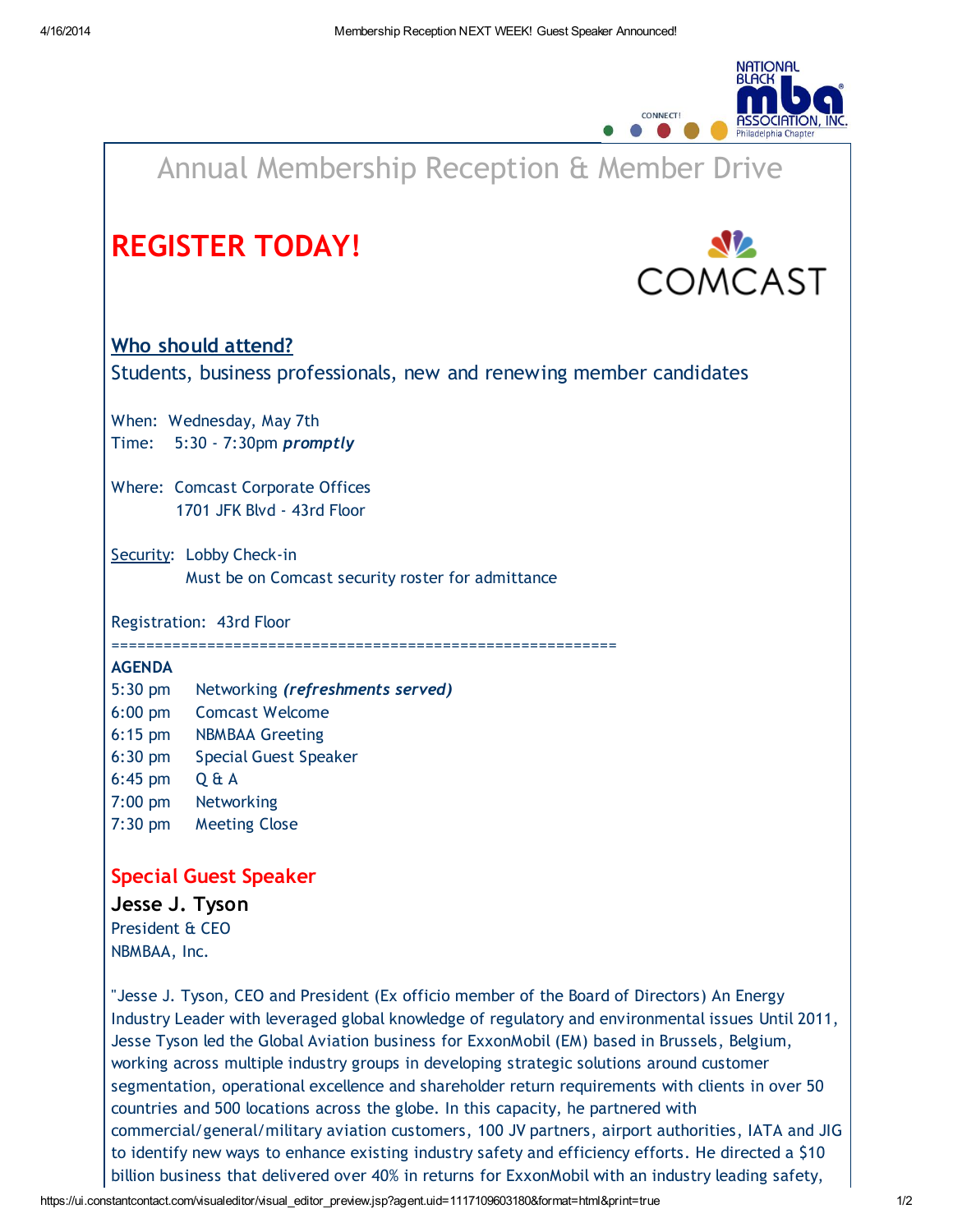NATIONAL BLACK mba ASSOCIATION, INC. Philadelphia Chapter

CONNECT!

# Annual Membership Reception & Member Drive

## REGISTER TODAY!

COMCAST

### Who should attend?

Students, business professionals, new and renewing member candidates

When: Wednesday, May 7th
Time: 5:30 - 7:30pm ***promptly***

Where: Comcast Corporate Offices
1701 JFK Blvd - 43rd Floor

Security: Lobby Check-in
Must be on Comcast security roster for admittance

Registration: 43rd Floor

==========================================================

**AGENDA**

| | |
|---|---|
| 5:30 pm | Networking ***(refreshments served)*** |
| 6:00 pm | Comcast Welcome |
| 6:15 pm | NBMBAA Greeting |
| 6:30 pm | Special Guest Speaker |
| 6:45 pm | Q & A |
| 7:00 pm | Networking |
| 7:30 pm | Meeting Close |

## Special Guest Speaker

### Jesse J. Tyson

President & CEO
NBMBAA, Inc.

"Jesse J. Tyson, CEO and President (Ex officio member of the Board of Directors) An Energy Industry Leader with leveraged global knowledge of regulatory and environmental issues Until 2011, Jesse Tyson led the Global Aviation business for ExxonMobil (EM) based in Brussels, Belgium, working across multiple industry groups in developing strategic solutions around customer segmentation, operational excellence and shareholder return requirements with clients in over 50 countries and 500 locations across the globe. In this capacity, he partnered with commercial/general/military aviation customers, 100 JV partners, airport authorities, IATA and JIG to identify new ways to enhance existing industry safety and efficiency efforts. He directed a $10 billion business that delivered over 40% in returns for ExxonMobil with an industry leading safety,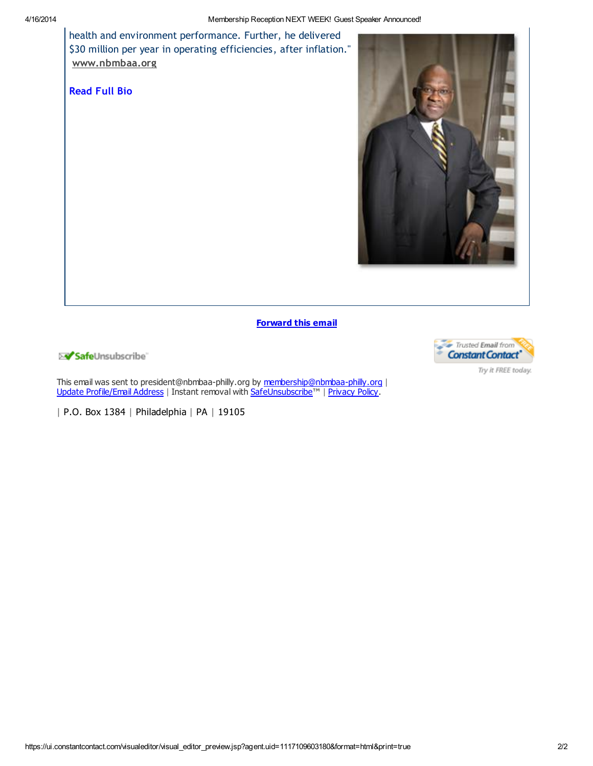health and environment performance. Further, he delivered $30 million per year in operating efficiencies, after inflation."
www.nbmbaa.org

**Read Full Bio**

**Forward this email**

SafeUnsubscribe

Trusted Email from Constant Contact

Try it FREE today.

This email was sent to president@nbmbaa-philly.org by membership@nbmbaa-philly.org | Update Profile/Email Address | Instant removal with SafeUnsubscribe™ | Privacy Policy.

| P.O. Box 1384 | Philadelphia | PA | 19105